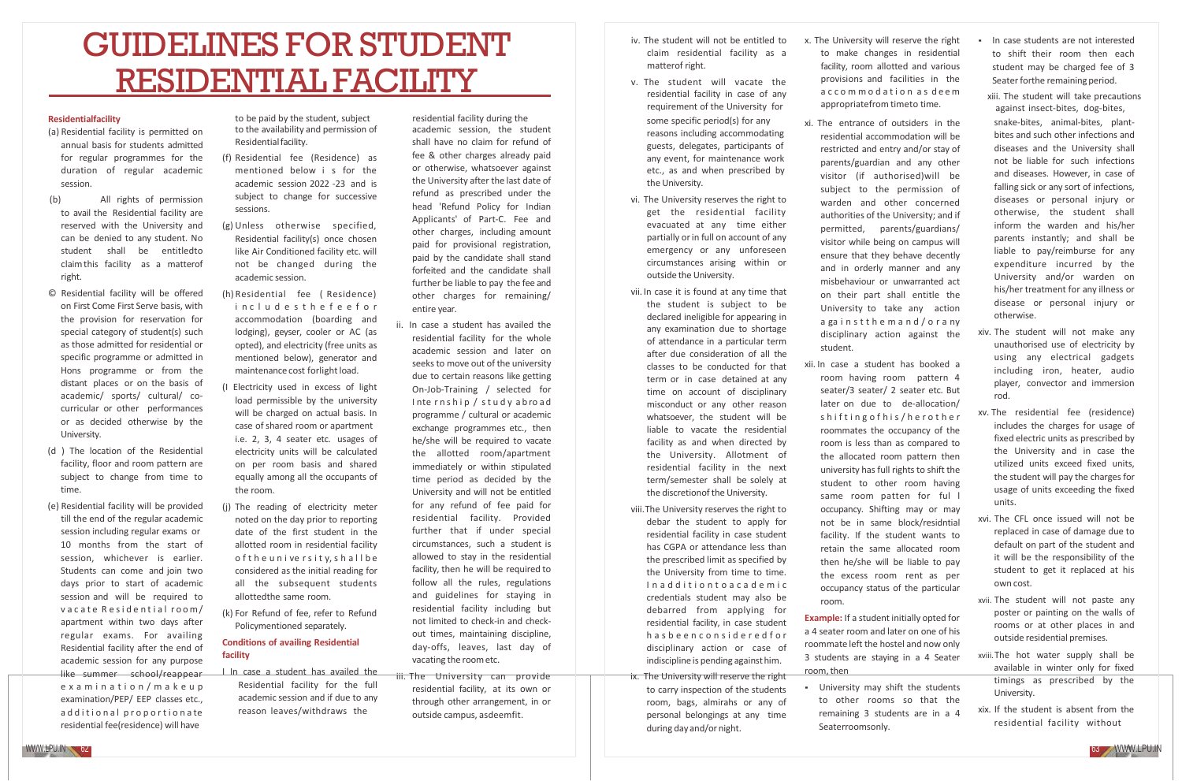# GUIDELINES FOR STUDENT RESIDENTIAL FACILITY

**Residentialfacility**

(a) Residential facility is permitted on annual basis for students admitted for regular programmes for the duration of regular academic session.

(b) All rights of permission to avail the Residential facility are reserved with the University and can be denied to any student. No student shall be entitledto claim this facility as a matterof right.

© Residential facility will be offered on First Come First Serve basis, with the provision for reservation for special category of student(s) such as those admitted for residential or specific programme or admitted in Hons programme or from the distant places or on the basis of academic/ sports/ cultural/ co-curricular or other performances or as decided otherwise by the University.

(d ) The location of the Residential facility, floor and room pattern are subject to change from time to time.

(e) Residential facility will be provided till the end of the regular academic session including regular exams or 10 months from the start of session, whichever is earlier. Students can come and join two days prior to start of academic session and will be required to vacate Residential room/ apartment within two days after regular exams. For availing Residential facility after the end of academic session for any purpose like summer school/reappear examination/makeup examination/PEP/ EEP classes etc., additional proportionate residential fee(residence) will have to be paid by the student, subject to the availability and permission of Residential facility.

(f) Residential fee (Residence) as mentioned below is for the academic session 2022 -23 and is subject to change for successive sessions.

(g) Unless otherwise specified, Residential facility(s) once chosen like Air Conditioned facility etc. will not be changed during the academic session.

(h) Residential fee ( Residence) includes the fee for accommodation (boarding and lodging), geyser, cooler or AC (as opted), and electricity (free units as mentioned below), generator and maintenance cost forlight load.

(I Electricity used in excess of light load permissible by the university will be charged on actual basis. In case of shared room or apartment i.e. 2, 3, 4 seater etc. usages of electricity units will be calculated on per room basis and shared equally among all the occupants of the room.

(j) The reading of electricity meter noted on the day prior to reporting date of the first student in the allotted room in residential facility of the university, shall be considered as the initial reading for all the subsequent students allottedthe same room.

(k) For Refund of fee, refer to Refund Policymentioned separately.

**Conditions of availing Residential facility**

I In case a student has availed the Residential facility for the full academic session and if due to any reason leaves/withdraws the residential facility during the academic session, the student shall have no claim for refund of fee & other charges already paid or otherwise, whatsoever against the University after the last date of refund as prescribed under the head 'Refund Policy for Indian Applicants' of Part-C. Fee and other charges, including amount paid for provisional registration, paid by the candidate shall stand forfeited and the candidate shall further be liable to pay the fee and other charges for remaining/ entire year.

ii. In case a student has availed the residential facility for the whole academic session and later on seeks to move out of the university due to certain reasons like getting On-Job-Training / selected for Internship / study abroad programme / cultural or academic exchange programmes etc., then he/she will be required to vacate the allotted room/apartment immediately or within stipulated time period as decided by the University and will not be entitled for any refund of fee paid for residential facility. Provided further that if under special circumstances, such a student is allowed to stay in the residential facility, then he will be required to follow all the rules, regulations and guidelines for staying in residential facility including but not limited to check-in and check-out times, maintaining discipline, day-offs, leaves, last day of vacating the room etc.

iii. The University can provide residential facility, at its own or through other arrangement, in or outside campus, asdeemfit.

iv. The student will not be entitled to claim residential facility as a matterof right.

v. The student will vacate the residential facility in case of any requirement of the University for some specific period(s) for any reasons including accommodating guests, delegates, participants of any event, for maintenance work etc., as and when prescribed by the University.

vi. The University reserves the right to get the residential facility evacuated at any time either partially or in full on account of any emergency or any unforeseen circumstances arising within or outside the University.

vii. In case it is found at any time that the student is subject to be declared ineligible for appearing in any examination due to shortage of attendance in a particular term after due consideration of all the classes to be conducted for that term or in case detained at any time on account of disciplinary misconduct or any other reason whatsoever, the student will be liable to vacate the residential facility as and when directed by the University. Allotment of residential facility in the next term/semester shall be solely at the discretionof the University.

viii. The University reserves the right to debar the student to apply for residential facility in case student has CGPA or attendance less than the prescribed limit as specified by the University from time to time. In addition to academic credentials student may also be debarred from applying for residential facility, in case student has been considered for disciplinary action or case of indiscipline is pending against him.

ix. The University will reserve the right to carry inspection of the students room, bags, almirahs or any of personal belongings at any time during day and/or night.

x. The University will reserve the right to make changes in residential facility, room allotted and various provisions and facilities in the accommodation as deem appropriatefrom timeto time.

xi. The entrance of outsiders in the residential accommodation will be restricted and entry and/or stay of parents/guardian and any other visitor (if authorised)will be subject to the permission of warden and other concerned authorities of the University; and if permitted, parents/guardians/ visitor while being on campus will ensure that they behave decently and in orderly manner and any misbehaviour or unwarranted act on their part shall entitle the University to take any action against them and/or any disciplinary action against the student.

xii. In case a student has booked a room having room pattern 4 seater/3 seater/ 2 seater etc. But later on due to de-allocation/ shifting of his/her other roommates the occupancy of the room is less than as compared to the allocated room pattern then university has full rights to shift the student to other room having same room patten for full occupancy. Shifting may or may not be in same block/residntial facility. If the student wants to retain the same allocated room then he/she will be liable to pay the excess room rent as per occupancy status of the particular room.

**Example:** If a student initially opted for a 4 seater room and later on one of his roommate left the hostel and now only 3 students are staying in a 4 Seater room, then

- University may shift the students to other rooms so that the remaining 3 students are in a 4 Seaterroomsonly.
- In case students are not interested to shift their room then each student may be charged fee of 3 Seater forthe remaining period.

xiii. The student will take precautions against insect-bites, dog-bites, snake-bites, animal-bites, plant-bites and such other infections and diseases and the University shall not be liable for such infections and diseases. However, in case of falling sick or any sort of infections, diseases or personal injury or otherwise, the student shall inform the warden and his/her parents instantly; and shall be liable to pay/reimburse for any expenditure incurred by the University and/or warden on his/her treatment for any illness or disease or personal injury or otherwise.

xiv. The student will not make any unauthorised use of electricity by using any electrical gadgets including iron, heater, audio player, convector and immersion rod.

xv. The residential fee (residence) includes the charges for usage of fixed electric units as prescribed by the University and in case the utilized units exceed fixed units, the student will pay the charges for usage of units exceeding the fixed units.

xvi. The CFL once issued will not be replaced in case of damage due to default on part of the student and it will be the responsibility of the student to get it replaced at his own cost.

xvii. The student will not paste any poster or painting on the walls of rooms or at other places in and outside residential premises.

xviii. The hot water supply shall be available in winter only for fixed timings as prescribed by the University.

xix. If the student is absent from the residential facility without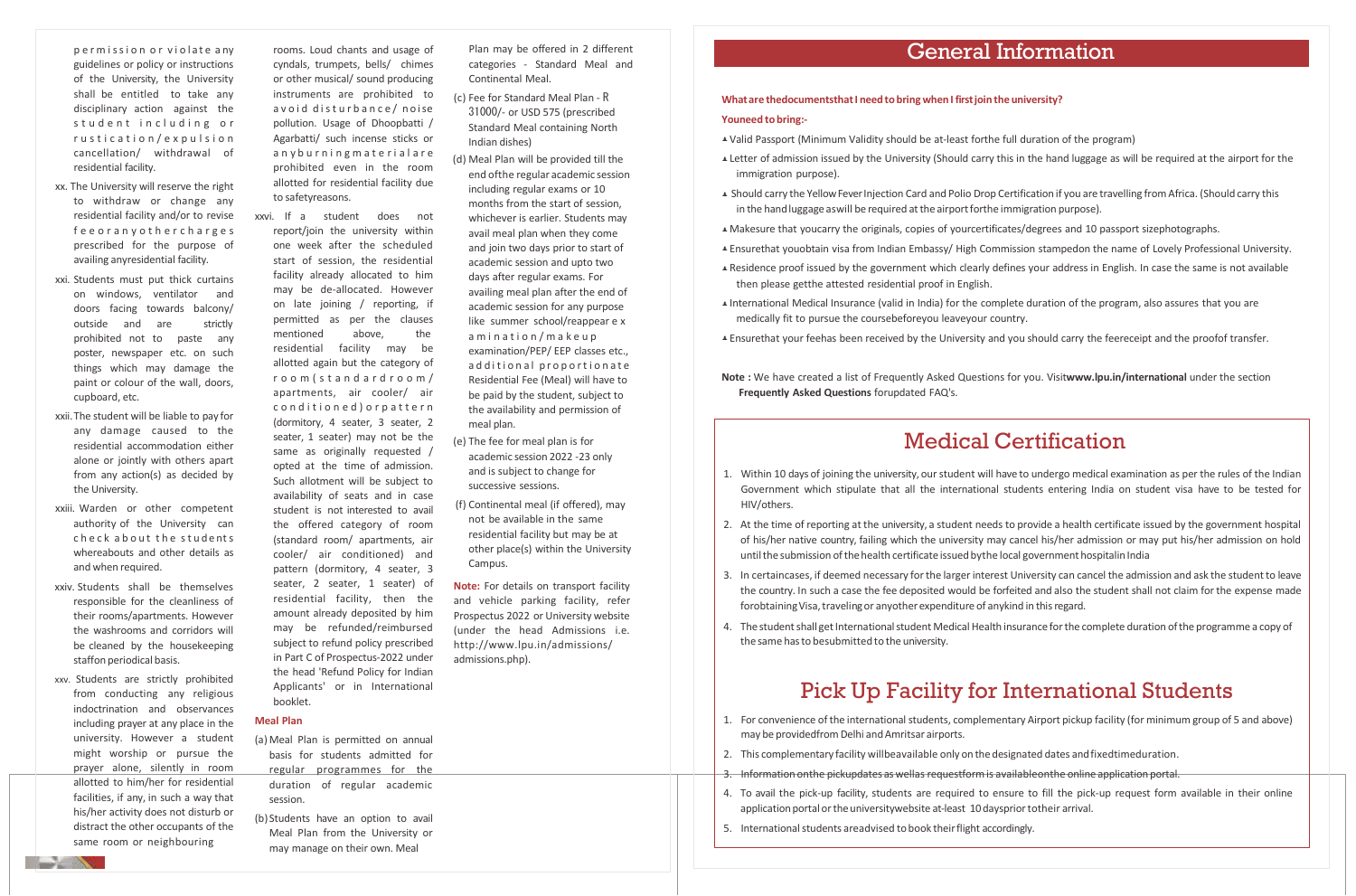permission or violate any guidelines or policy or instructions of the University, the University shall be entitled to take any disciplinary action against the student including or rustication/expulsion cancellation/ withdrawal of residential facility.

xx. The University will reserve the right to withdraw or change any residential facility and/or to revise fee or any other charges prescribed for the purpose of availing any residential facility.

xxi. Students must put thick curtains on windows, ventilator and doors facing towards balcony/ outside and are strictly prohibited not to paste any poster, newspaper etc. on such things which may damage the paint or colour of the wall, doors, cupboard, etc.

xxii. The student will be liable to pay for any damage caused to the residential accommodation either alone or jointly with others apart from any action(s) as decided by the University.

xxiii. Warden or other competent authority of the University can check about the students whereabouts and other details as and when required.

xxiv. Students shall be themselves responsible for the cleanliness of their rooms/apartments. However the washrooms and corridors will be cleaned by the housekeeping staff on periodical basis.

xxv. Students are strictly prohibited from conducting any religious indoctrination and observances including prayer at any place in the university. However a student might worship or pursue the prayer alone, silently in room allotted to him/her for residential facilities, if any, in such a way that his/her activity does not disturb or distract the other occupants of the same room or neighbouring rooms. Loud chants and usage of cyndals, trumpets, bells/ chimes or other musical/ sound producing instruments are prohibited to avoid disturbance/ noise pollution. Usage of Dhoopbatti / Agarbatti/ such incense sticks or any burning material are prohibited even in the room allotted for residential facility due to safety reasons.

xxvi. If a student does not report/join the university within one week after the scheduled start of session, the residential facility already allocated to him may be de-allocated. However on late joining / reporting, if permitted as per the clauses mentioned above, the residential facility may be allotted again but the category of room (standard room/ apartments, air cooler/ air conditioned) or pattern (dormitory, 4 seater, 3 seater, 2 seater, 1 seater) may not be the same as originally requested / opted at the time of admission. Such allotment will be subject to availability of seats and in case student is not interested to avail the offered category of room (standard room/ apartments, air cooler/ air conditioned) and pattern (dormitory, 4 seater, 3 seater, 2 seater, 1 seater) of residential facility, then the amount already deposited by him may be refunded/reimbursed subject to refund policy prescribed in Part C of Prospectus-2022 under the head 'Refund Policy for Indian Applicants' or in International booklet.

**Meal Plan**

(a) Meal Plan is permitted on annual basis for students admitted for regular programmes for the duration of regular academic session.

(b) Students have an option to avail Meal Plan from the University or may manage on their own. Meal Plan may be offered in 2 different categories - Standard Meal and Continental Meal.

(c) Fee for Standard Meal Plan - ₹ 31000/- or USD 575 (prescribed Standard Meal containing North Indian dishes)

(d) Meal Plan will be provided till the end of the regular academic session including regular exams or 10 months from the start of session, whichever is earlier. Students may avail meal plan when they come and join two days prior to start of academic session and upto two days after regular exams. For availing meal plan after the end of academic session for any purpose like summer school/reappear examination/makeup examination/PEP/ EEP classes etc., additional proportionate Residential Fee (Meal) will have to be paid by the student, subject to the availability and permission of meal plan.

(e) The fee for meal plan is for academic session 2022 -23 only and is subject to change for successive sessions.

(f) Continental meal (if offered), may not be available in the same residential facility but may be at other place(s) within the University Campus.

**Note:** For details on transport facility and vehicle parking facility, refer Prospectus 2022 or University website (under the head Admissions i.e. http://www.lpu.in/admissions/ admissions.php).

# General Information

**What are the documents that I need to bring when I first join the university?**

**You need to bring:-**

- Valid Passport (Minimum Validity should be at-least for the full duration of the program)
- Letter of admission issued by the University (Should carry this in the hand luggage as will be required at the airport for the immigration purpose).
- Should carry the Yellow Fever Injection Card and Polio Drop Certification if you are travelling from Africa. (Should carry this in the hand luggage as will be required at the airport for the immigration purpose).
- Make sure that you carry the originals, copies of your certificates/degrees and 10 passport size photographs.
- Ensure that you obtain visa from Indian Embassy/ High Commission stamped on the name of Lovely Professional University.
- Residence proof issued by the government which clearly defines your address in English. In case the same is not available then please get the attested residential proof in English.
- International Medical Insurance (valid in India) for the complete duration of the program, also assures that you are medically fit to pursue the course before you leave your country.
- Ensure that your fee has been received by the University and you should carry the fee receipt and the proof of transfer.

**Note :** We have created a list of Frequently Asked Questions for you. Visit **www.lpu.in/international** under the section **Frequently Asked Questions** for updated FAQ's.

# Medical Certification

1. Within 10 days of joining the university, our student will have to undergo medical examination as per the rules of the Indian Government which stipulate that all the international students entering India on student visa have to be tested for HIV/others.
2. At the time of reporting at the university, a student needs to provide a health certificate issued by the government hospital of his/her native country, failing which the university may cancel his/her admission or may put his/her admission on hold until the submission of the health certificate issued by the local government hospital in India
3. In certain cases, if deemed necessary for the larger interest University can cancel the admission and ask the student to leave the country. In such a case the fee deposited would be forfeited and also the student shall not claim for the expense made for obtaining Visa, traveling or any other expenditure of any kind in this regard.
4. The student shall get International student Medical Health insurance for the complete duration of the programme a copy of the same has to be submitted to the university.

# Pick Up Facility for International Students

1. For convenience of the international students, complementary Airport pickup facility (for minimum group of 5 and above) may be provided from Delhi and Amritsar airports.
2. This complementary facility will be available only on the designated dates and fixed time duration.
3. Information on the pick updates as well as request form is available on the online application portal.
4. To avail the pick-up facility, students are required to ensure to fill the pick-up request form available in their online application portal or the university website at-least 10 days prior to their arrival.
5. International students are advised to book their flight accordingly.